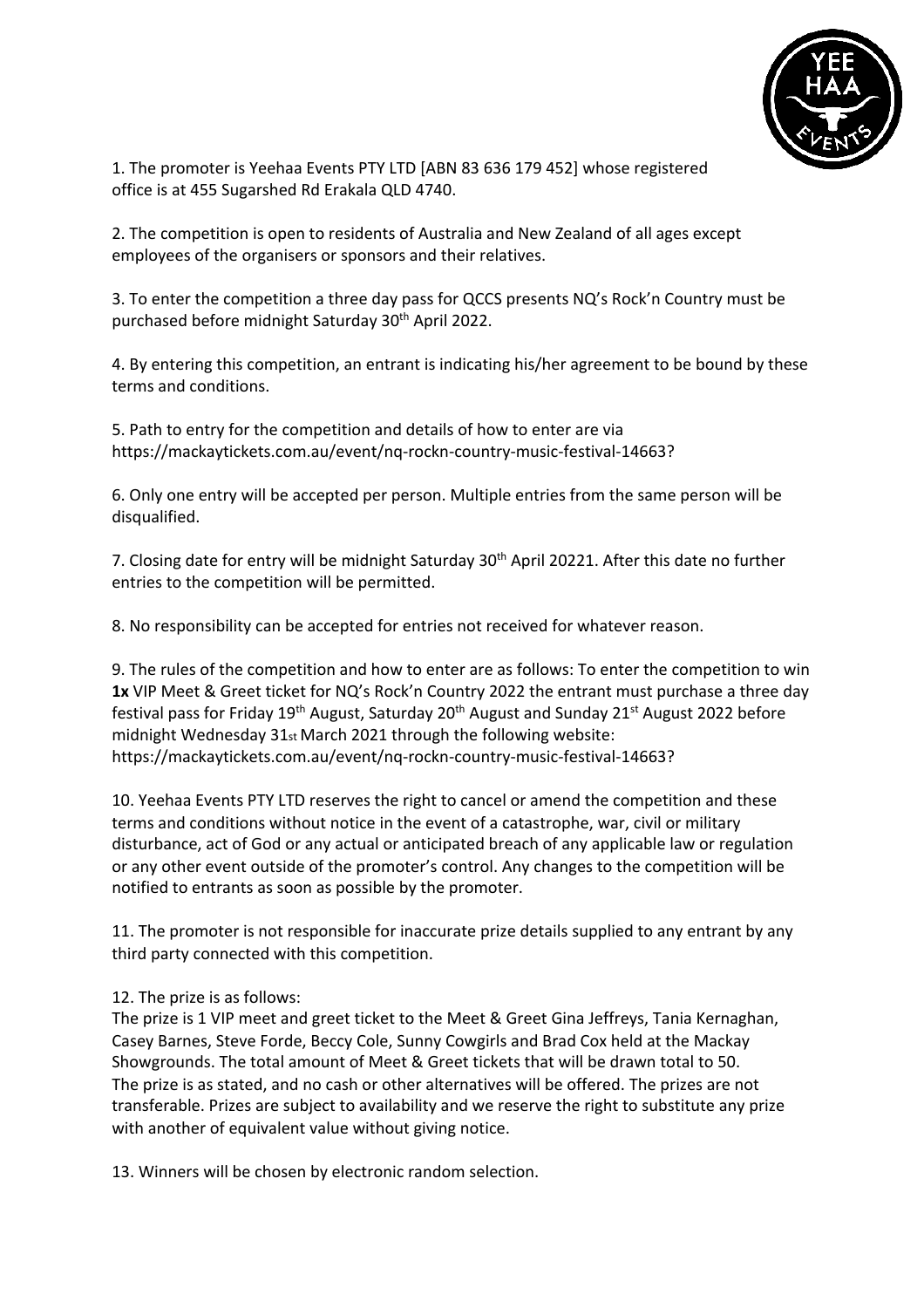1. The promoter is Yeehaa Events PTY LTD [ABN 83 636 179 452] whose registered office is at 455 Sugarshed Rd Erakala QLD 4740.

2. The competition is open to residents of Australia and New Zealand of all ages except employees of the organisers or sponsors and their relatives.

3. To enter the competition a three day pass for QCCS presents NQ's Rock'n Country must be purchased before midnight Saturday 30th April 2022.

4. By entering this competition, an entrant is indicating his/her agreement to be bound by these terms and conditions.

5. Path to entry for the competition and details of how to enter are via https://mackaytickets.com.au/event/nq-rockn-country-music-festival-14663?

6. Only one entry will be accepted per person. Multiple entries from the same person will be disqualified.

7. Closing date for entry will be midnight Saturday 30th April 20221. After this date no further entries to the competition will be permitted.

8. No responsibility can be accepted for entries not received for whatever reason.

9. The rules of the competition and how to enter are as follows: To enter the competition to win **1x** VIP Meet & Greet ticket for NQ's Rock'n Country 2022 the entrant must purchase a three day festival pass for Friday 19th August, Saturday 20th August and Sunday 21st August 2022 before midnight Wednesday 31st March 2021 through the following website: https://mackaytickets.com.au/event/nq-rockn-country-music-festival-14663?

10. Yeehaa Events PTY LTD reserves the right to cancel or amend the competition and these terms and conditions without notice in the event of a catastrophe, war, civil or military disturbance, act of God or any actual or anticipated breach of any applicable law or regulation or any other event outside of the promoter's control. Any changes to the competition will be notified to entrants as soon as possible by the promoter.

11. The promoter is not responsible for inaccurate prize details supplied to any entrant by any third party connected with this competition.

12. The prize is as follows:
The prize is 1 VIP meet and greet ticket to the Meet & Greet Gina Jeffreys, Tania Kernaghan, Casey Barnes, Steve Forde, Beccy Cole, Sunny Cowgirls and Brad Cox held at the Mackay Showgrounds. The total amount of Meet & Greet tickets that will be drawn total to 50.
The prize is as stated, and no cash or other alternatives will be offered. The prizes are not transferable. Prizes are subject to availability and we reserve the right to substitute any prize with another of equivalent value without giving notice.

13. Winners will be chosen by electronic random selection.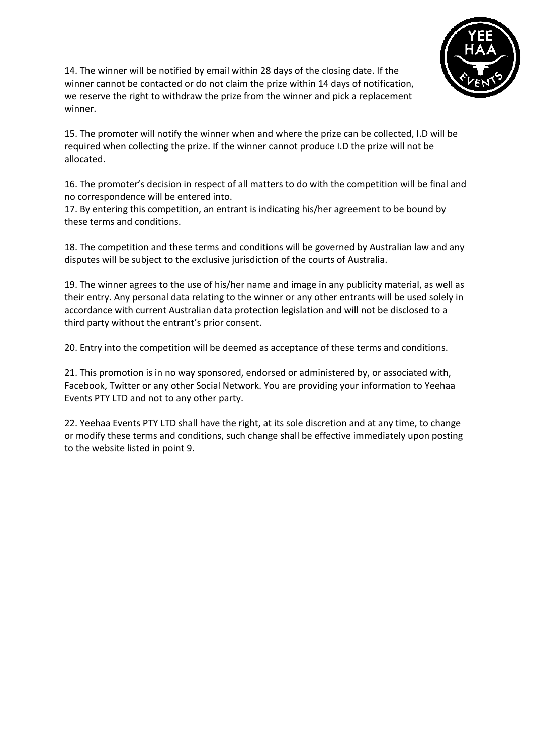14. The winner will be notified by email within 28 days of the closing date. If the winner cannot be contacted or do not claim the prize within 14 days of notification, we reserve the right to withdraw the prize from the winner and pick a replacement winner.

15. The promoter will notify the winner when and where the prize can be collected, I.D will be required when collecting the prize. If the winner cannot produce I.D the prize will not be allocated.

16. The promoter's decision in respect of all matters to do with the competition will be final and no correspondence will be entered into.

17. By entering this competition, an entrant is indicating his/her agreement to be bound by these terms and conditions.

18. The competition and these terms and conditions will be governed by Australian law and any disputes will be subject to the exclusive jurisdiction of the courts of Australia.

19. The winner agrees to the use of his/her name and image in any publicity material, as well as their entry. Any personal data relating to the winner or any other entrants will be used solely in accordance with current Australian data protection legislation and will not be disclosed to a third party without the entrant's prior consent.

20. Entry into the competition will be deemed as acceptance of these terms and conditions.

21. This promotion is in no way sponsored, endorsed or administered by, or associated with, Facebook, Twitter or any other Social Network. You are providing your information to Yeehaa Events PTY LTD and not to any other party.

22. Yeehaa Events PTY LTD shall have the right, at its sole discretion and at any time, to change or modify these terms and conditions, such change shall be effective immediately upon posting to the website listed in point 9.